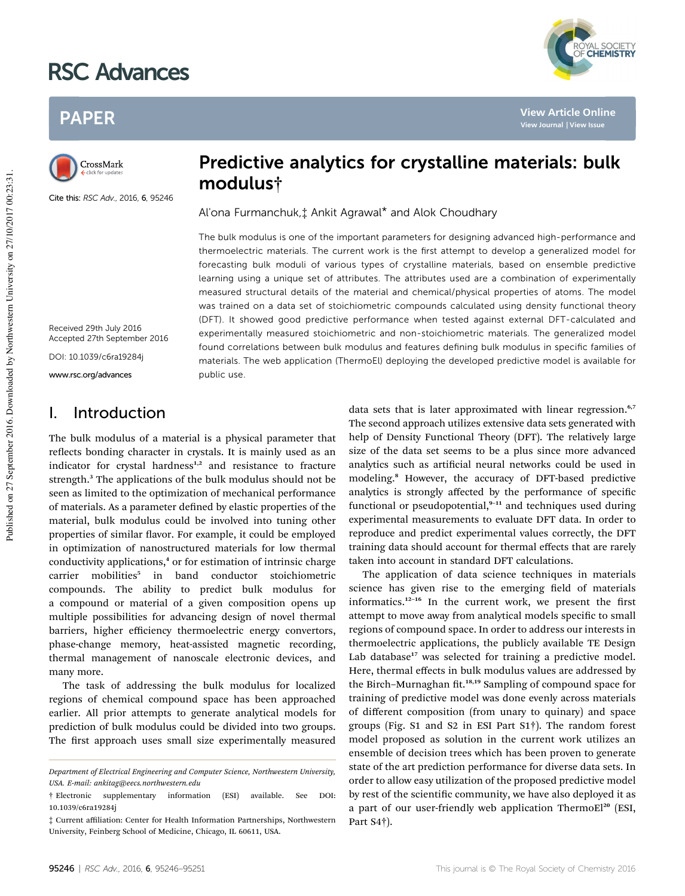# Predictive analytics for crystalline materials: bulk modulus†

Al'ona Furmanchuk,‡ Ankit Agrawal* and Alok Choudhary

Cite this: *RSC Adv.*, 2016, **6**, 95246

Received 29th July 2016
Accepted 27th September 2016

DOI: 10.1039/c6ra19284j

www.rsc.org/advances

The bulk modulus is one of the important parameters for designing advanced high-performance and thermoelectric materials. The current work is the first attempt to develop a generalized model for forecasting bulk moduli of various types of crystalline materials, based on ensemble predictive learning using a unique set of attributes. The attributes used are a combination of experimentally measured structural details of the material and chemical/physical properties of atoms. The model was trained on a data set of stoichiometric compounds calculated using density functional theory (DFT). It showed good predictive performance when tested against external DFT-calculated and experimentally measured stoichiometric and non-stoichiometric materials. The generalized model found correlations between bulk modulus and features defining bulk modulus in specific families of materials. The web application (ThermoEl) deploying the developed predictive model is available for public use.

## I. Introduction

The bulk modulus of a material is a physical parameter that reflects bonding character in crystals. It is mainly used as an indicator for crystal hardness[1,2] and resistance to fracture strength.[3] The applications of the bulk modulus should not be seen as limited to the optimization of mechanical performance of materials. As a parameter defined by elastic properties of the material, bulk modulus could be involved into tuning other properties of similar flavor. For example, it could be employed in optimization of nanostructured materials for low thermal conductivity applications,[4] or for estimation of intrinsic charge carrier mobilities[5] in band conductor stoichiometric compounds. The ability to predict bulk modulus for a compound or material of a given composition opens up multiple possibilities for advancing design of novel thermal barriers, higher efficiency thermoelectric energy convertors, phase-change memory, heat-assisted magnetic recording, thermal management of nanoscale electronic devices, and many more.

The task of addressing the bulk modulus for localized regions of chemical compound space has been approached earlier. All prior attempts to generate analytical models for prediction of bulk modulus could be divided into two groups. The first approach uses small size experimentally measured data sets that is later approximated with linear regression.[6,7] The second approach utilizes extensive data sets generated with help of Density Functional Theory (DFT). The relatively large size of the data set seems to be a plus since more advanced analytics such as artificial neural networks could be used in modeling.[8] However, the accuracy of DFT-based predictive analytics is strongly affected by the performance of specific functional or pseudopotential,[9–11] and techniques used during experimental measurements to evaluate DFT data. In order to reproduce and predict experimental values correctly, the DFT training data should account for thermal effects that are rarely taken into account in standard DFT calculations.

The application of data science techniques in materials science has given rise to the emerging field of materials informatics.[12–16] In the current work, we present the first attempt to move away from analytical models specific to small regions of compound space. In order to address our interests in thermoelectric applications, the publicly available TE Design Lab database[17] was selected for training a predictive model. Here, thermal effects in bulk modulus values are addressed by the Birch–Murnaghan fit.[18,19] Sampling of compound space for training of predictive model was done evenly across materials of different composition (from unary to quinary) and space groups (Fig. S1 and S2 in ESI Part S1†). The random forest model proposed as solution in the current work utilizes an ensemble of decision trees which has been proven to generate state of the art prediction performance for diverse data sets. In order to allow easy utilization of the proposed predictive model by rest of the scientific community, we have also deployed it as a part of our user-friendly web application ThermoEl[20] (ESI, Part S4†).

*Department of Electrical Engineering and Computer Science, Northwestern University, USA. E-mail: ankitag@eecs.northwestern.edu*

† Electronic supplementary information (ESI) available. See DOI: 10.1039/c6ra19284j

‡ Current affiliation: Center for Health Information Partnerships, Northwestern University, Feinberg School of Medicine, Chicago, IL 60611, USA.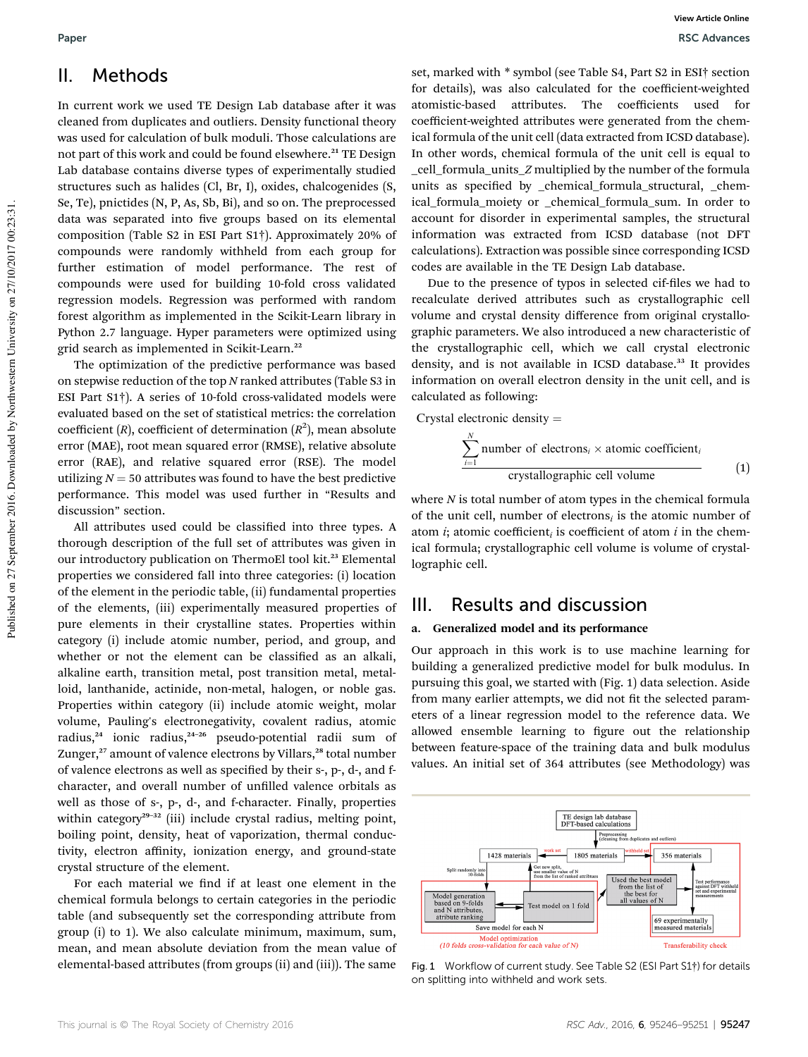## II. Methods

In current work we used TE Design Lab database after it was cleaned from duplicates and outliers. Density functional theory was used for calculation of bulk moduli. Those calculations are not part of this work and could be found elsewhere.[21] TE Design Lab database contains diverse types of experimentally studied structures such as halides (Cl, Br, I), oxides, chalcogenides (S, Se, Te), pnictides (N, P, As, Sb, Bi), and so on. The preprocessed data was separated into five groups based on its elemental composition (Table S2 in ESI Part S1†). Approximately 20% of compounds were randomly withheld from each group for further estimation of model performance. The rest of compounds were used for building 10-fold cross validated regression models. Regression was performed with random forest algorithm as implemented in the Scikit-Learn library in Python 2.7 language. Hyper parameters were optimized using grid search as implemented in Scikit-Learn.[22]

The optimization of the predictive performance was based on stepwise reduction of the top $N$ ranked attributes (Table S3 in ESI Part S1†). A series of 10-fold cross-validated models were evaluated based on the set of statistical metrics: the correlation coefficient ($R$), coefficient of determination ($R^2$), mean absolute error (MAE), root mean squared error (RMSE), relative absolute error (RAE), and relative squared error (RSE). The model utilizing $N = 50$ attributes was found to have the best predictive performance. This model was used further in "Results and discussion" section.

All attributes used could be classified into three types. A thorough description of the full set of attributes was given in our introductory publication on ThermoEl tool kit.[23] Elemental properties we considered fall into three categories: (i) location of the element in the periodic table, (ii) fundamental properties of the elements, (iii) experimentally measured properties of pure elements in their crystalline states. Properties within category (i) include atomic number, period, and group, and whether or not the element can be classified as an alkali, alkaline earth, transition metal, post transition metal, metalloid, lanthanide, actinide, non-metal, halogen, or noble gas. Properties within category (ii) include atomic weight, molar volume, Pauling's electronegativity, covalent radius, atomic radius,[24] ionic radius,[24–26] pseudo-potential radii sum of Zunger,[27] amount of valence electrons by Villars,[28] total number of valence electrons as well as specified by their s-, p-, d-, and f-character, and overall number of unfilled valence orbitals as well as those of s-, p-, d-, and f-character. Finally, properties within category[29–32] (iii) include crystal radius, melting point, boiling point, density, heat of vaporization, thermal conductivity, electron affinity, ionization energy, and ground-state crystal structure of the element.

For each material we find if at least one element in the chemical formula belongs to certain categories in the periodic table (and subsequently set the corresponding attribute from group (i) to 1). We also calculate minimum, maximum, sum, mean, and mean absolute deviation from the mean value of elemental-based attributes (from groups (ii) and (iii)). The same set, marked with * symbol (see Table S4, Part S2 in ESI† section for details), was also calculated for the coefficient-weighted atomistic-based attributes. The coefficients used for coefficient-weighted attributes were generated from the chemical formula of the unit cell (data extracted from ICSD database). In other words, chemical formula of the unit cell is equal to _cell_formula_units_Z multiplied by the number of the formula units as specified by _chemical_formula_structural, _chemical_formula_moiety or _chemical_formula_sum. In order to account for disorder in experimental samples, the structural information was extracted from ICSD database (not DFT calculations). Extraction was possible since corresponding ICSD codes are available in the TE Design Lab database.

Due to the presence of typos in selected cif-files we had to recalculate derived attributes such as crystallographic cell volume and crystal density difference from original crystallographic parameters. We also introduced a new characteristic of the crystallographic cell, which we call crystal electronic density, and is not available in ICSD database.[33] It provides information on overall electron density in the unit cell, and is calculated as following:

$$\text{Crystal electronic density} = \frac{\sum_{i=1}^{N} \text{number of electrons}_i \times \text{atomic coefficient}_i}{\text{crystallographic cell volume}} \tag{1}$$

where $N$ is total number of atom types in the chemical formula of the unit cell, number of electrons$_i$ is the atomic number of atom $i$; atomic coefficient$_i$ is coefficient of atom $i$ in the chemical formula; crystallographic cell volume is volume of crystallographic cell.

## III. Results and discussion

### a. Generalized model and its performance

Our approach in this work is to use machine learning for building a generalized predictive model for bulk modulus. In pursuing this goal, we started with (Fig. 1) data selection. Aside from many earlier attempts, we did not fit the selected parameters of a linear regression model to the reference data. We allowed ensemble learning to figure out the relationship between feature-space of the training data and bulk modulus values. An initial set of 364 attributes (see Methodology) was

Fig. 1 Workflow of current study. See Table S2 (ESI Part S1†) for details on splitting into withheld and work sets.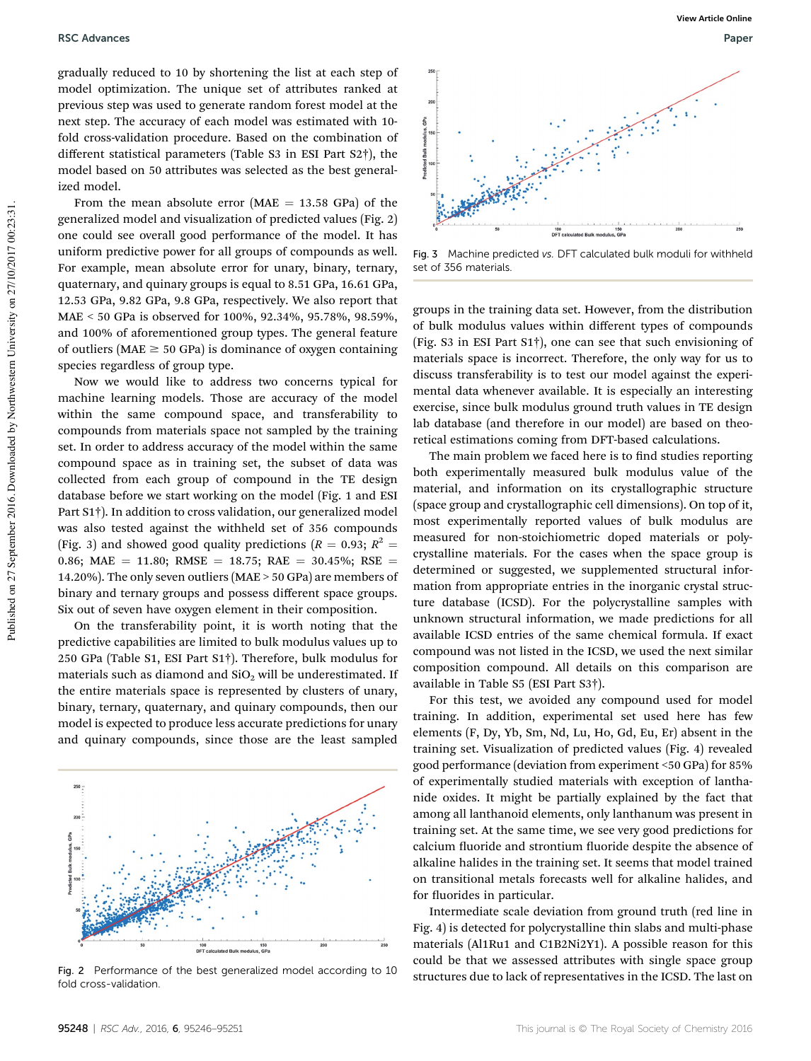gradually reduced to 10 by shortening the list at each step of model optimization. The unique set of attributes ranked at previous step was used to generate random forest model at the next step. The accuracy of each model was estimated with 10-fold cross-validation procedure. Based on the combination of different statistical parameters (Table S3 in ESI Part S2†), the model based on 50 attributes was selected as the best generalized model.

From the mean absolute error (MAE = 13.58 GPa) of the generalized model and visualization of predicted values (Fig. 2) one could see overall good performance of the model. It has uniform predictive power for all groups of compounds as well. For example, mean absolute error for unary, binary, ternary, quaternary, and quinary groups is equal to 8.51 GPa, 16.61 GPa, 12.53 GPa, 9.82 GPa, 9.8 GPa, respectively. We also report that MAE < 50 GPa is observed for 100%, 92.34%, 95.78%, 98.59%, and 100% of aforementioned group types. The general feature of outliers (MAE ≥ 50 GPa) is dominance of oxygen containing species regardless of group type.

Now we would like to address two concerns typical for machine learning models. Those are accuracy of the model within the same compound space, and transferability to compounds from materials space not sampled by the training set. In order to address accuracy of the model within the same compound space as in training set, the subset of data was collected from each group of compound in the TE design database before we start working on the model (Fig. 1 and ESI Part S1†). In addition to cross validation, our generalized model was also tested against the withheld set of 356 compounds (Fig. 3) and showed good quality predictions ($R = 0.93$; $R^2 = 0.86$; MAE = 11.80; RMSE = 18.75; RAE = 30.45%; RSE = 14.20%). The only seven outliers (MAE > 50 GPa) are members of binary and ternary groups and possess different space groups. Six out of seven have oxygen element in their composition.

On the transferability point, it is worth noting that the predictive capabilities are limited to bulk modulus values up to 250 GPa (Table S1, ESI Part S1†). Therefore, bulk modulus for materials such as diamond and $SiO_2$ will be underestimated. If the entire materials space is represented by clusters of unary, binary, ternary, quaternary, and quinary compounds, then our model is expected to produce less accurate predictions for unary and quinary compounds, since those are the least sampled

Fig. 2 Performance of the best generalized model according to 10 fold cross-validation.

Fig. 3 Machine predicted *vs.* DFT calculated bulk moduli for withheld set of 356 materials.

groups in the training data set. However, from the distribution of bulk modulus values within different types of compounds (Fig. S3 in ESI Part S1†), one can see that such envisioning of materials space is incorrect. Therefore, the only way for us to discuss transferability is to test our model against the experimental data whenever available. It is especially an interesting exercise, since bulk modulus ground truth values in TE design lab database (and therefore in our model) are based on theoretical estimations coming from DFT-based calculations.

The main problem we faced here is to find studies reporting both experimentally measured bulk modulus value of the material, and information on its crystallographic structure (space group and crystallographic cell dimensions). On top of it, most experimentally reported values of bulk modulus are measured for non-stoichiometric doped materials or polycrystalline materials. For the cases when the space group is determined or suggested, we supplemented structural information from appropriate entries in the inorganic crystal structure database (ICSD). For the polycrystalline samples with unknown structural information, we made predictions for all available ICSD entries of the same chemical formula. If exact compound was not listed in the ICSD, we used the next similar composition compound. All details on this comparison are available in Table S5 (ESI Part S3†).

For this test, we avoided any compound used for model training. In addition, experimental set used here has few elements (F, Dy, Yb, Sm, Nd, Lu, Ho, Gd, Eu, Er) absent in the training set. Visualization of predicted values (Fig. 4) revealed good performance (deviation from experiment <50 GPa) for 85% of experimentally studied materials with exception of lanthanide oxides. It might be partially explained by the fact that among all lanthanoid elements, only lanthanum was present in training set. At the same time, we see very good predictions for calcium fluoride and strontium fluoride despite the absence of alkaline halides in the training set. It seems that model trained on transitional metals forecasts well for alkaline halides, and for fluorides in particular.

Intermediate scale deviation from ground truth (red line in Fig. 4) is detected for polycrystalline thin slabs and multi-phase materials (Al1Ru1 and C1B2Ni2Y1). A possible reason for this could be that we assessed attributes with single space group structures due to lack of representatives in the ICSD. The last on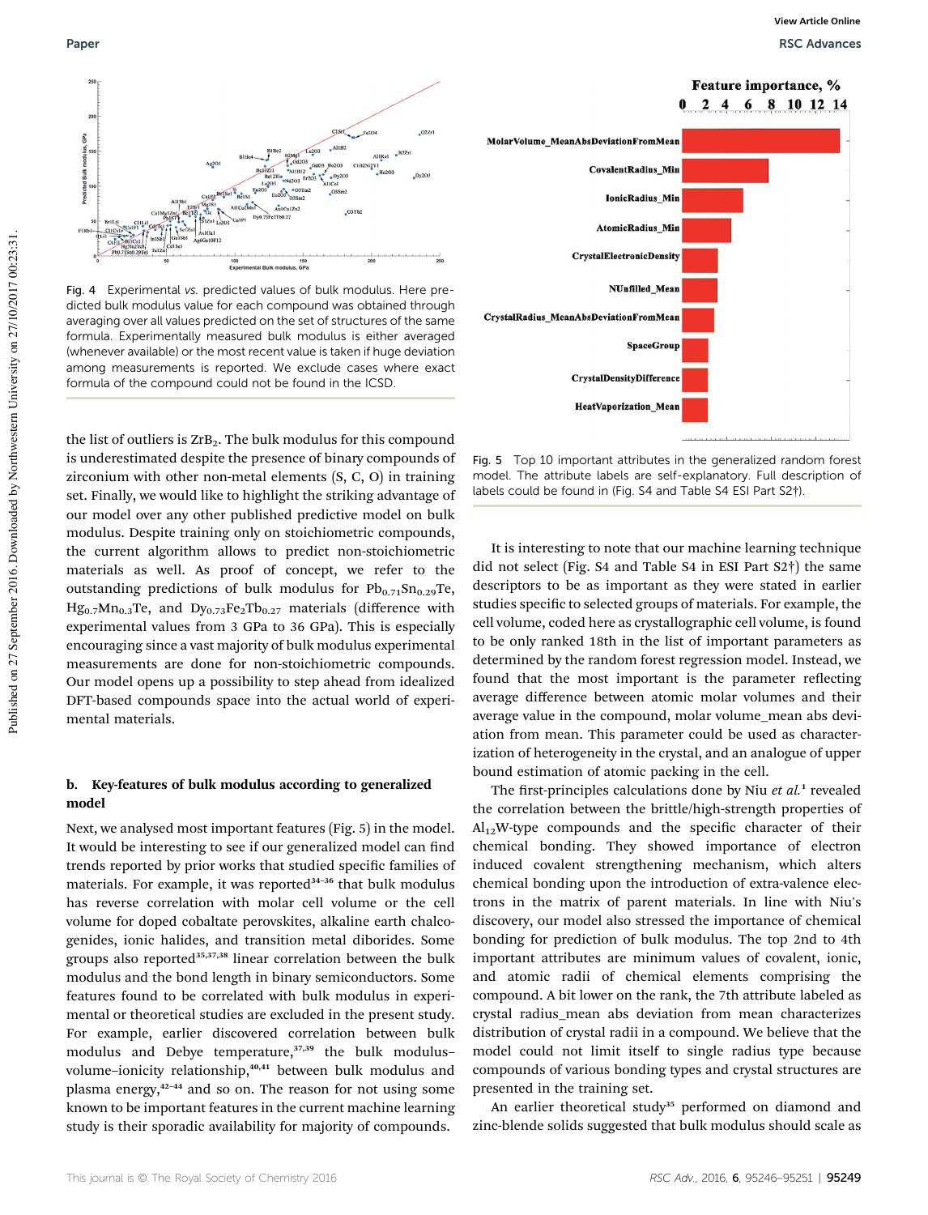Fig. 4 Experimental vs. predicted values of bulk modulus. Here predicted bulk modulus value for each compound was obtained through averaging over all values predicted on the set of structures of the same formula. Experimentally measured bulk modulus is either averaged (whenever available) or the most recent value is taken if huge deviation among measurements is reported. We exclude cases where exact formula of the compound could not be found in the ICSD.

the list of outliers is $ZrB_2$. The bulk modulus for this compound is underestimated despite the presence of binary compounds of zirconium with other non-metal elements (S, C, O) in training set. Finally, we would like to highlight the striking advantage of our model over any other published predictive model on bulk modulus. Despite training only on stoichiometric compounds, the current algorithm allows to predict non-stoichiometric materials as well. As proof of concept, we refer to the outstanding predictions of bulk modulus for $Pb_{0.71}Sn_{0.29}Te$, $Hg_{0.7}Mn_{0.3}Te$, and $Dy_{0.73}Fe_2Tb_{0.27}$ materials (difference with experimental values from 3 GPa to 36 GPa). This is especially encouraging since a vast majority of bulk modulus experimental measurements are done for non-stoichiometric compounds. Our model opens up a possibility to step ahead from idealized DFT-based compounds space into the actual world of experimental materials.

### b. Key-features of bulk modulus according to generalized model

Next, we analysed most important features (Fig. 5) in the model. It would be interesting to see if our generalized model can find trends reported by prior works that studied specific families of materials. For example, it was reported[34–36] that bulk modulus has reverse correlation with molar cell volume or the cell volume for doped cobaltate perovskites, alkaline earth chalcogenides, ionic halides, and transition metal diborides. Some groups also reported[35,37,38] linear correlation between the bulk modulus and the bond length in binary semiconductors. Some features found to be correlated with bulk modulus in experimental or theoretical studies are excluded in the present study. For example, earlier discovered correlation between bulk modulus and Debye temperature,[37,39] the bulk modulus–volume–ionicity relationship,[40,41] between bulk modulus and plasma energy,[42–44] and so on. The reason for not using some known to be important features in the current machine learning study is their sporadic availability for majority of compounds.

Fig. 5 Top 10 important attributes in the generalized random forest model. The attribute labels are self-explanatory. Full description of labels could be found in (Fig. S4 and Table S4 ESI Part S2†).

It is interesting to note that our machine learning technique did not select (Fig. S4 and Table S4 in ESI Part S2†) the same descriptors to be as important as they were stated in earlier studies specific to selected groups of materials. For example, the cell volume, coded here as crystallographic cell volume, is found to be only ranked 18th in the list of important parameters as determined by the random forest regression model. Instead, we found that the most important is the parameter reflecting average difference between atomic molar volumes and their average value in the compound, molar volume_mean abs deviation from mean. This parameter could be used as characterization of heterogeneity in the crystal, and an analogue of upper bound estimation of atomic packing in the cell.

The first-principles calculations done by Niu *et al.*[1] revealed the correlation between the brittle/high-strength properties of $Al_{12}W$-type compounds and the specific character of their chemical bonding. They showed importance of electron induced covalent strengthening mechanism, which alters chemical bonding upon the introduction of extra-valence electrons in the matrix of parent materials. In line with Niu's discovery, our model also stressed the importance of chemical bonding for prediction of bulk modulus. The top 2nd to 4th important attributes are minimum values of covalent, ionic, and atomic radii of chemical elements comprising the compound. A bit lower on the rank, the 7th attribute labeled as crystal radius_mean abs deviation from mean characterizes distribution of crystal radii in a compound. We believe that the model could not limit itself to single radius type because compounds of various bonding types and crystal structures are presented in the training set.

An earlier theoretical study[35] performed on diamond and zinc-blende solids suggested that bulk modulus should scale as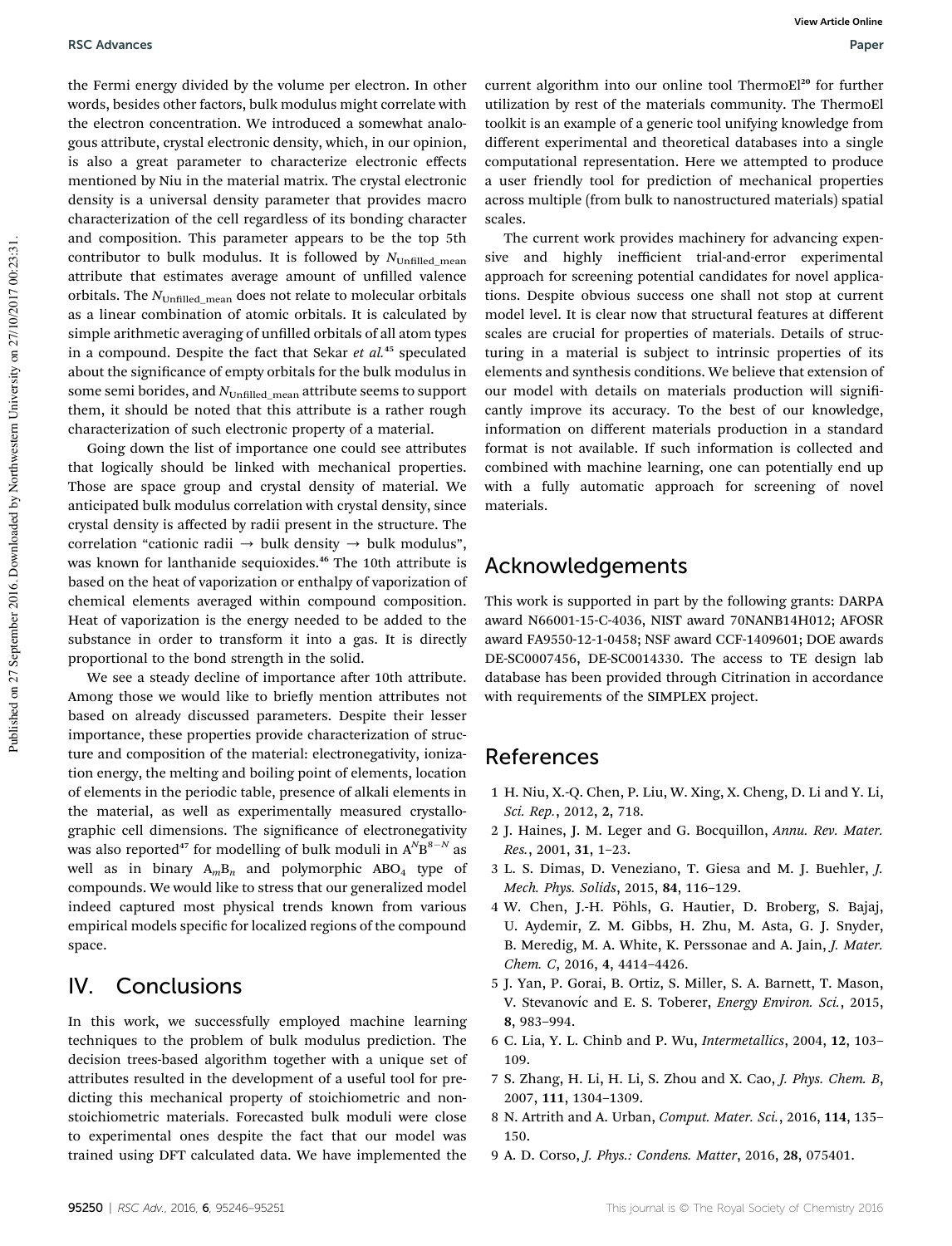the Fermi energy divided by the volume per electron. In other words, besides other factors, bulk modulus might correlate with the electron concentration. We introduced a somewhat analogous attribute, crystal electronic density, which, in our opinion, is also a great parameter to characterize electronic effects mentioned by Niu in the material matrix. The crystal electronic density is a universal density parameter that provides macro characterization of the cell regardless of its bonding character and composition. This parameter appears to be the top 5th contributor to bulk modulus. It is followed by $N_{\mathrm{Unfilled\_mean}}$ attribute that estimates average amount of unfilled valence orbitals. The $N_{\mathrm{Unfilled\_mean}}$ does not relate to molecular orbitals as a linear combination of atomic orbitals. It is calculated by simple arithmetic averaging of unfilled orbitals of all atom types in a compound. Despite the fact that Sekar *et al.*[45] speculated about the significance of empty orbitals for the bulk modulus in some semi borides, and $N_{\mathrm{Unfilled\_mean}}$ attribute seems to support them, it should be noted that this attribute is a rather rough characterization of such electronic property of a material.

Going down the list of importance one could see attributes that logically should be linked with mechanical properties. Those are space group and crystal density of material. We anticipated bulk modulus correlation with crystal density, since crystal density is affected by radii present in the structure. The correlation "cationic radii → bulk density → bulk modulus", was known for lanthanide sequioxides.[46] The 10th attribute is based on the heat of vaporization or enthalpy of vaporization of chemical elements averaged within compound composition. Heat of vaporization is the energy needed to be added to the substance in order to transform it into a gas. It is directly proportional to the bond strength in the solid.

We see a steady decline of importance after 10th attribute. Among those we would like to briefly mention attributes not based on already discussed parameters. Despite their lesser importance, these properties provide characterization of structure and composition of the material: electronegativity, ionization energy, the melting and boiling point of elements, location of elements in the periodic table, presence of alkali elements in the material, as well as experimentally measured crystallographic cell dimensions. The significance of electronegativity was also reported[47] for modelling of bulk moduli in $A^{N}B^{8-N}$ as well as in binary $A_mB_n$ and polymorphic $ABO_4$ type of compounds. We would like to stress that our generalized model indeed captured most physical trends known from various empirical models specific for localized regions of the compound space.

## IV. Conclusions

In this work, we successfully employed machine learning techniques to the problem of bulk modulus prediction. The decision trees-based algorithm together with a unique set of attributes resulted in the development of a useful tool for predicting this mechanical property of stoichiometric and non-stoichiometric materials. Forecasted bulk moduli were close to experimental ones despite the fact that our model was trained using DFT calculated data. We have implemented the current algorithm into our online tool ThermoEl[20] for further utilization by rest of the materials community. The ThermoEl toolkit is an example of a generic tool unifying knowledge from different experimental and theoretical databases into a single computational representation. Here we attempted to produce a user friendly tool for prediction of mechanical properties across multiple (from bulk to nanostructured materials) spatial scales.

The current work provides machinery for advancing expensive and highly inefficient trial-and-error experimental approach for screening potential candidates for novel applications. Despite obvious success one shall not stop at current model level. It is clear now that structural features at different scales are crucial for properties of materials. Details of structuring in a material is subject to intrinsic properties of its elements and synthesis conditions. We believe that extension of our model with details on materials production will significantly improve its accuracy. To the best of our knowledge, information on different materials production in a standard format is not available. If such information is collected and combined with machine learning, one can potentially end up with a fully automatic approach for screening of novel materials.

## Acknowledgements

This work is supported in part by the following grants: DARPA award N66001-15-C-4036, NIST award 70NANB14H012; AFOSR award FA9550-12-1-0458; NSF award CCF-1409601; DOE awards DE-SC0007456, DE-SC0014330. The access to TE design lab database has been provided through Citrination in accordance with requirements of the SIMPLEX project.

## References

1. H. Niu, X.-Q. Chen, P. Liu, W. Xing, X. Cheng, D. Li and Y. Li, *Sci. Rep.*, 2012, **2**, 718.
2. J. Haines, J. M. Leger and G. Bocquillon, *Annu. Rev. Mater. Res.*, 2001, **31**, 1–23.
3. L. S. Dimas, D. Veneziano, T. Giesa and M. J. Buehler, *J. Mech. Phys. Solids*, 2015, **84**, 116–129.
4. W. Chen, J.-H. Pöhls, G. Hautier, D. Broberg, S. Bajaj, U. Aydemir, Z. M. Gibbs, H. Zhu, M. Asta, G. J. Snyder, B. Meredig, M. A. White, K. Perssonae and A. Jain, *J. Mater. Chem. C*, 2016, **4**, 4414–4426.
5. J. Yan, P. Gorai, B. Ortiz, S. Miller, S. A. Barnett, T. Mason, V. Stevanovíc and E. S. Toberer, *Energy Environ. Sci.*, 2015, **8**, 983–994.
6. C. Lia, Y. L. Chinb and P. Wu, *Intermetallics*, 2004, **12**, 103–109.
7. S. Zhang, H. Li, H. Li, S. Zhou and X. Cao, *J. Phys. Chem. B*, 2007, **111**, 1304–1309.
8. N. Artrith and A. Urban, *Comput. Mater. Sci.*, 2016, **114**, 135–150.
9. A. D. Corso, *J. Phys.: Condens. Matter*, 2016, **28**, 075401.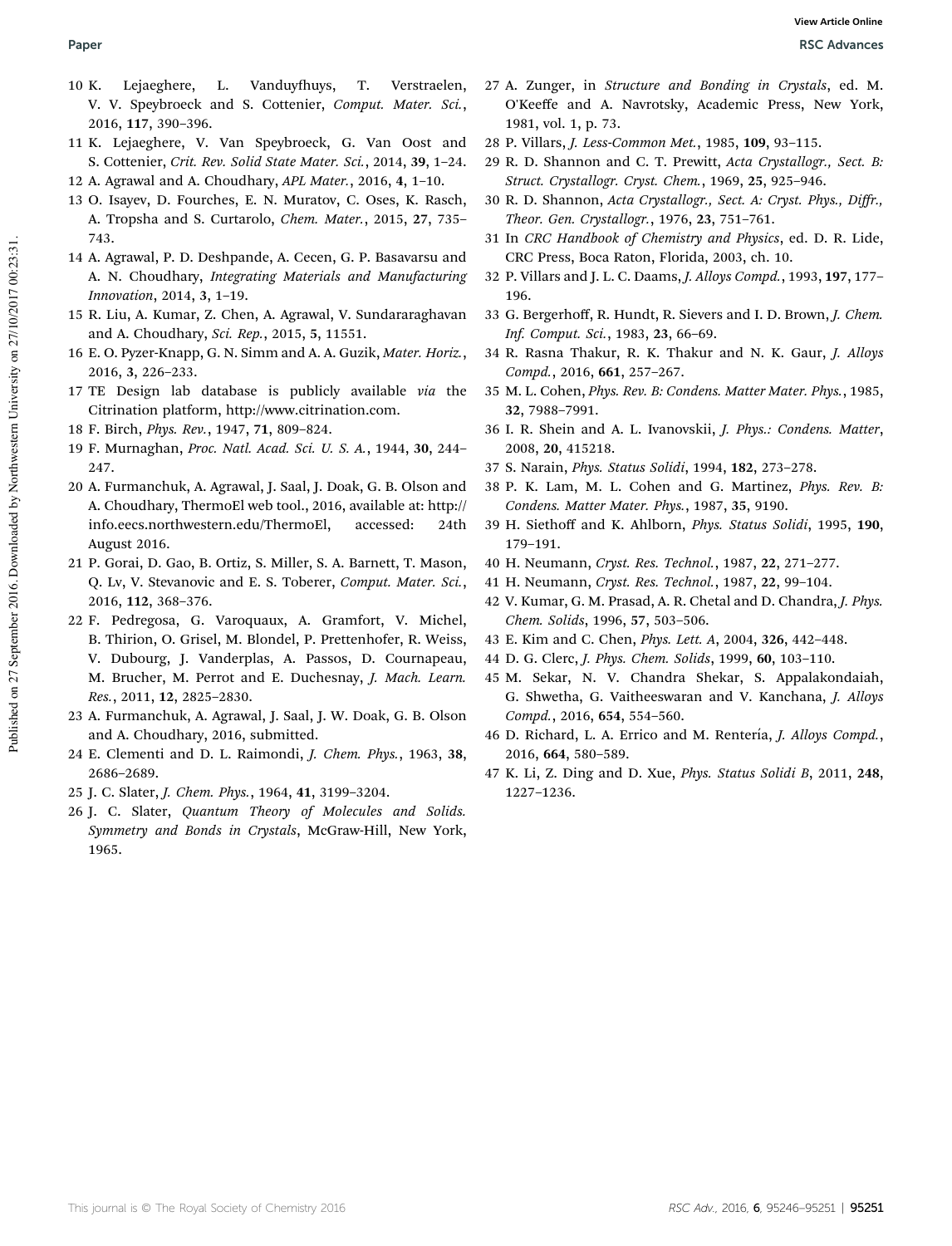10 K. Lejaeghere, L. Vanduyfhuys, T. Verstraelen, V. V. Speybroeck and S. Cottenier, *Comput. Mater. Sci.*, 2016, **117**, 390–396.

11 K. Lejaeghere, V. Van Speybroeck, G. Van Oost and S. Cottenier, *Crit. Rev. Solid State Mater. Sci.*, 2014, **39**, 1–24.

12 A. Agrawal and A. Choudhary, *APL Mater.*, 2016, **4**, 1–10.

13 O. Isayev, D. Fourches, E. N. Muratov, C. Oses, K. Rasch, A. Tropsha and S. Curtarolo, *Chem. Mater.*, 2015, **27**, 735–743.

14 A. Agrawal, P. D. Deshpande, A. Cecen, G. P. Basavarsu and A. N. Choudhary, *Integrating Materials and Manufacturing Innovation*, 2014, **3**, 1–19.

15 R. Liu, A. Kumar, Z. Chen, A. Agrawal, V. Sundararaghavan and A. Choudhary, *Sci. Rep.*, 2015, **5**, 11551.

16 E. O. Pyzer-Knapp, G. N. Simm and A. A. Guzik, *Mater. Horiz.*, 2016, **3**, 226–233.

17 TE Design lab database is publicly available *via* the Citrination platform, http://www.citrination.com.

18 F. Birch, *Phys. Rev.*, 1947, **71**, 809–824.

19 F. Murnaghan, *Proc. Natl. Acad. Sci. U. S. A.*, 1944, **30**, 244–247.

20 A. Furmanchuk, A. Agrawal, J. Saal, J. Doak, G. B. Olson and A. Choudhary, ThermoEl web tool., 2016, available at: http://info.eecs.northwestern.edu/ThermoEl, accessed: 24th August 2016.

21 P. Gorai, D. Gao, B. Ortiz, S. Miller, S. A. Barnett, T. Mason, Q. Lv, V. Stevanovic and E. S. Toberer, *Comput. Mater. Sci.*, 2016, **112**, 368–376.

22 F. Pedregosa, G. Varoquaux, A. Gramfort, V. Michel, B. Thirion, O. Grisel, M. Blondel, P. Prettenhofer, R. Weiss, V. Dubourg, J. Vanderplas, A. Passos, D. Cournapeau, M. Brucher, M. Perrot and E. Duchesnay, *J. Mach. Learn. Res.*, 2011, **12**, 2825–2830.

23 A. Furmanchuk, A. Agrawal, J. Saal, J. W. Doak, G. B. Olson and A. Choudhary, 2016, submitted.

24 E. Clementi and D. L. Raimondi, *J. Chem. Phys.*, 1963, **38**, 2686–2689.

25 J. C. Slater, *J. Chem. Phys.*, 1964, **41**, 3199–3204.

26 J. C. Slater, *Quantum Theory of Molecules and Solids. Symmetry and Bonds in Crystals*, McGraw-Hill, New York, 1965.

27 A. Zunger, in *Structure and Bonding in Crystals*, ed. M. O'Keeffe and A. Navrotsky, Academic Press, New York, 1981, vol. 1, p. 73.

28 P. Villars, *J. Less-Common Met.*, 1985, **109**, 93–115.

29 R. D. Shannon and C. T. Prewitt, *Acta Crystallogr., Sect. B: Struct. Crystallogr. Cryst. Chem.*, 1969, **25**, 925–946.

30 R. D. Shannon, *Acta Crystallogr., Sect. A: Cryst. Phys., Diffr., Theor. Gen. Crystallogr.*, 1976, **23**, 751–761.

31 In *CRC Handbook of Chemistry and Physics*, ed. D. R. Lide, CRC Press, Boca Raton, Florida, 2003, ch. 10.

32 P. Villars and J. L. C. Daams, *J. Alloys Compd.*, 1993, **197**, 177–196.

33 G. Bergerhoff, R. Hundt, R. Sievers and I. D. Brown, *J. Chem. Inf. Comput. Sci.*, 1983, **23**, 66–69.

34 R. Rasna Thakur, R. K. Thakur and N. K. Gaur, *J. Alloys Compd.*, 2016, **661**, 257–267.

35 M. L. Cohen, *Phys. Rev. B: Condens. Matter Mater. Phys.*, 1985, **32**, 7988–7991.

36 I. R. Shein and A. L. Ivanovskii, *J. Phys.: Condens. Matter*, 2008, **20**, 415218.

37 S. Narain, *Phys. Status Solidi*, 1994, **182**, 273–278.

38 P. K. Lam, M. L. Cohen and G. Martinez, *Phys. Rev. B: Condens. Matter Mater. Phys.*, 1987, **35**, 9190.

39 H. Siethoff and K. Ahlborn, *Phys. Status Solidi*, 1995, **190**, 179–191.

40 H. Neumann, *Cryst. Res. Technol.*, 1987, **22**, 271–277.

41 H. Neumann, *Cryst. Res. Technol.*, 1987, **22**, 99–104.

42 V. Kumar, G. M. Prasad, A. R. Chetal and D. Chandra, *J. Phys. Chem. Solids*, 1996, **57**, 503–506.

43 E. Kim and C. Chen, *Phys. Lett. A*, 2004, **326**, 442–448.

44 D. G. Clerc, *J. Phys. Chem. Solids*, 1999, **60**, 103–110.

45 M. Sekar, N. V. Chandra Shekar, S. Appalakondaiah, G. Shwetha, G. Vaitheeswaran and V. Kanchana, *J. Alloys Compd.*, 2016, **654**, 554–560.

46 D. Richard, L. A. Errico and M. Rentería, *J. Alloys Compd.*, 2016, **664**, 580–589.

47 K. Li, Z. Ding and D. Xue, *Phys. Status Solidi B*, 2011, **248**, 1227–1236.